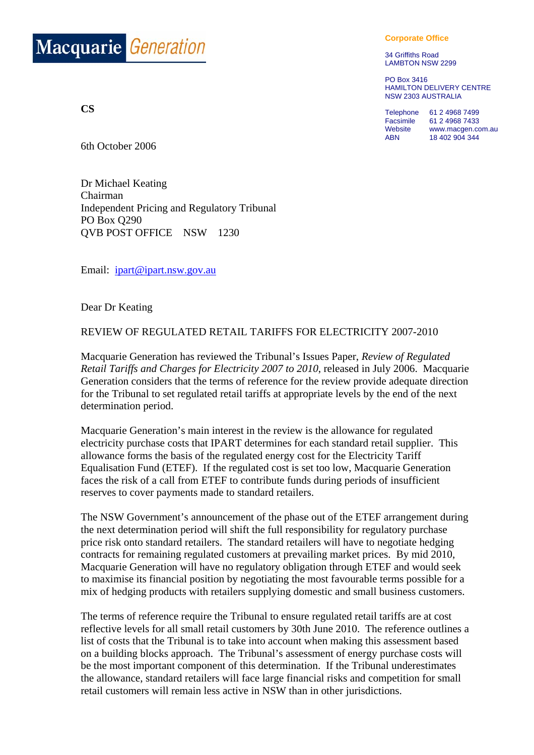**Macquarie** *Generation*

**Corporate Office**

34 Griffiths Road
LAMBTON NSW 2299

PO Box 3416
HAMILTON DELIVERY CENTRE
NSW 2303 AUSTRALIA

| | |
|---|---|
| Telephone | 61 2 4968 7499 |
| Facsimile | 61 2 4968 7433 |
| Website | www.macgen.com.au |
| ABN | 18 402 904 344 |

**CS**

6th October 2006

Dr Michael Keating
Chairman
Independent Pricing and Regulatory Tribunal
PO Box Q290
QVB POST OFFICE NSW 1230

Email: ipart@ipart.nsw.gov.au

Dear Dr Keating

REVIEW OF REGULATED RETAIL TARIFFS FOR ELECTRICITY 2007-2010

Macquarie Generation has reviewed the Tribunal's Issues Paper, *Review of Regulated Retail Tariffs and Charges for Electricity 2007 to 2010*, released in July 2006. Macquarie Generation considers that the terms of reference for the review provide adequate direction for the Tribunal to set regulated retail tariffs at appropriate levels by the end of the next determination period.

Macquarie Generation's main interest in the review is the allowance for regulated electricity purchase costs that IPART determines for each standard retail supplier. This allowance forms the basis of the regulated energy cost for the Electricity Tariff Equalisation Fund (ETEF). If the regulated cost is set too low, Macquarie Generation faces the risk of a call from ETEF to contribute funds during periods of insufficient reserves to cover payments made to standard retailers.

The NSW Government's announcement of the phase out of the ETEF arrangement during the next determination period will shift the full responsibility for regulatory purchase price risk onto standard retailers. The standard retailers will have to negotiate hedging contracts for remaining regulated customers at prevailing market prices. By mid 2010, Macquarie Generation will have no regulatory obligation through ETEF and would seek to maximise its financial position by negotiating the most favourable terms possible for a mix of hedging products with retailers supplying domestic and small business customers.

The terms of reference require the Tribunal to ensure regulated retail tariffs are at cost reflective levels for all small retail customers by 30th June 2010. The reference outlines a list of costs that the Tribunal is to take into account when making this assessment based on a building blocks approach. The Tribunal's assessment of energy purchase costs will be the most important component of this determination. If the Tribunal underestimates the allowance, standard retailers will face large financial risks and competition for small retail customers will remain less active in NSW than in other jurisdictions.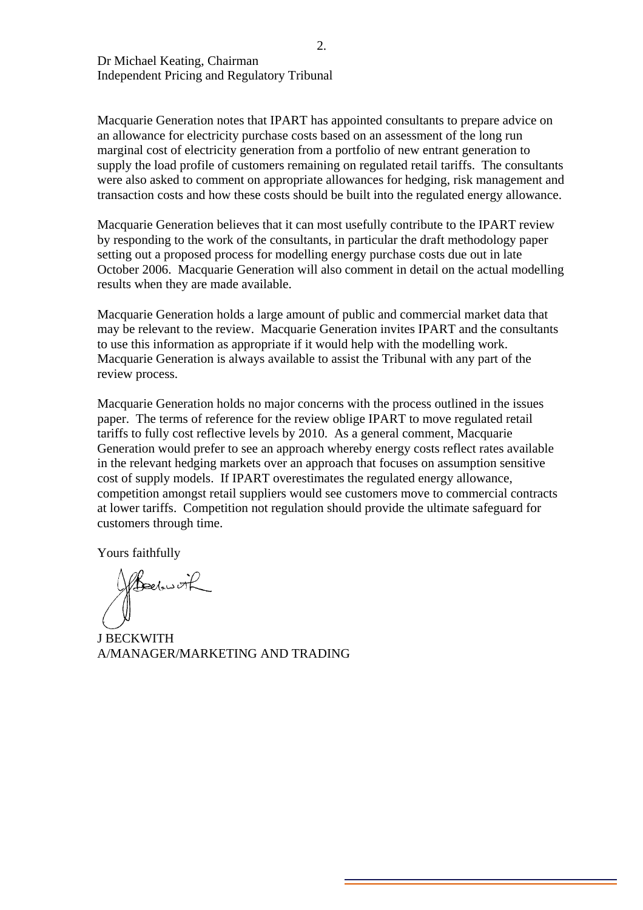Dr Michael Keating, Chairman
Independent Pricing and Regulatory Tribunal

Macquarie Generation notes that IPART has appointed consultants to prepare advice on an allowance for electricity purchase costs based on an assessment of the long run marginal cost of electricity generation from a portfolio of new entrant generation to supply the load profile of customers remaining on regulated retail tariffs. The consultants were also asked to comment on appropriate allowances for hedging, risk management and transaction costs and how these costs should be built into the regulated energy allowance.

Macquarie Generation believes that it can most usefully contribute to the IPART review by responding to the work of the consultants, in particular the draft methodology paper setting out a proposed process for modelling energy purchase costs due out in late October 2006. Macquarie Generation will also comment in detail on the actual modelling results when they are made available.

Macquarie Generation holds a large amount of public and commercial market data that may be relevant to the review. Macquarie Generation invites IPART and the consultants to use this information as appropriate if it would help with the modelling work. Macquarie Generation is always available to assist the Tribunal with any part of the review process.

Macquarie Generation holds no major concerns with the process outlined in the issues paper. The terms of reference for the review oblige IPART to move regulated retail tariffs to fully cost reflective levels by 2010. As a general comment, Macquarie Generation would prefer to see an approach whereby energy costs reflect rates available in the relevant hedging markets over an approach that focuses on assumption sensitive cost of supply models. If IPART overestimates the regulated energy allowance, competition amongst retail suppliers would see customers move to commercial contracts at lower tariffs. Competition not regulation should provide the ultimate safeguard for customers through time.

Yours faithfully

J BECKWITH
A/MANAGER/MARKETING AND TRADING